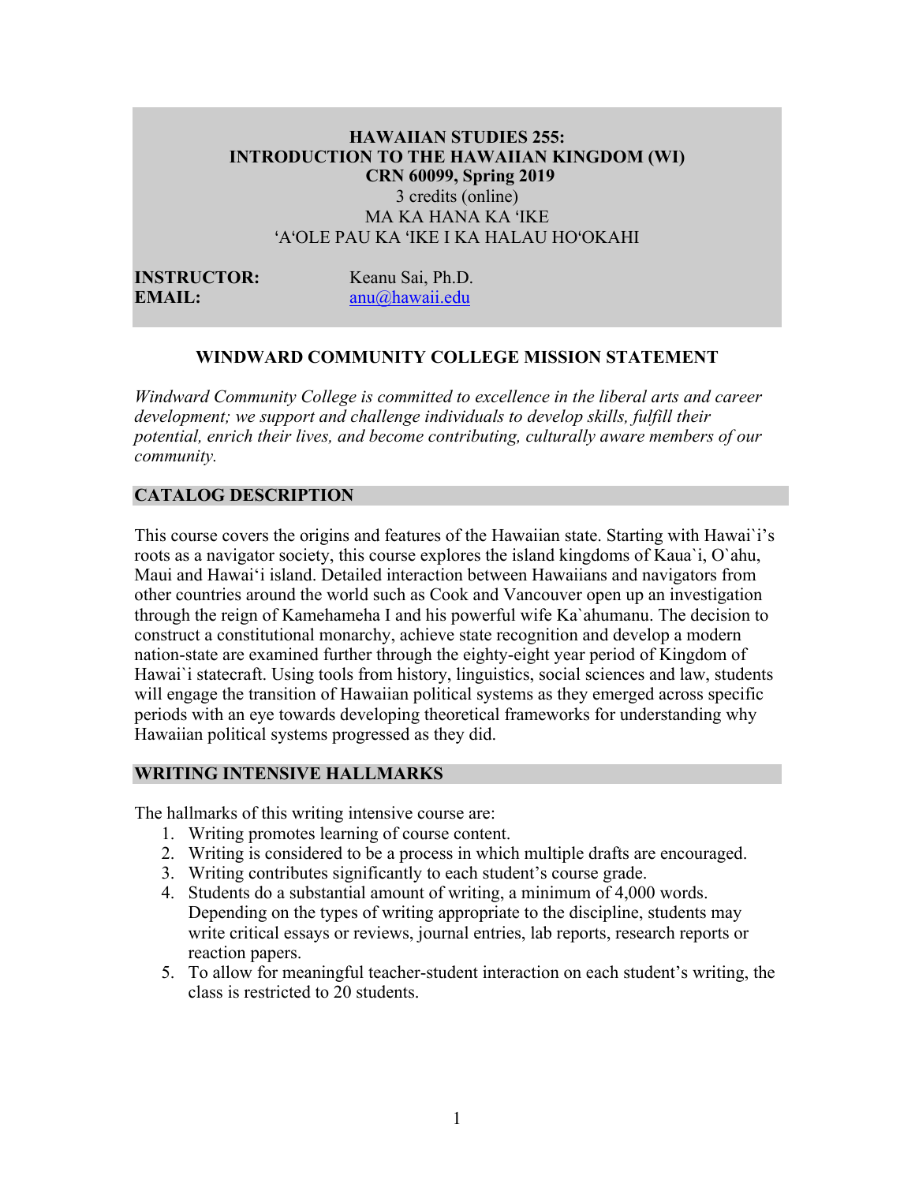# HAWAIIAN STUDIES 255: INTRODUCTION TO THE HAWAIIAN KINGDOM (WI)

**CRN 60099, Spring 2019**

3 credits (online)

MA KA HANA KA ʻIKE

ʻAʻOLE PAU KA ʻIKE I KA HALAU HOʻOKAHI

**INSTRUCTOR:** Keanu Sai, Ph.D.

**EMAIL:** anu@hawaii.edu

## WINDWARD COMMUNITY COLLEGE MISSION STATEMENT

*Windward Community College is committed to excellence in the liberal arts and career development; we support and challenge individuals to develop skills, fulfill their potential, enrich their lives, and become contributing, culturally aware members of our community.*

## CATALOG DESCRIPTION

This course covers the origins and features of the Hawaiian state. Starting with Hawai`i's roots as a navigator society, this course explores the island kingdoms of Kaua`i, O`ahu, Maui and Hawaiʻi island. Detailed interaction between Hawaiians and navigators from other countries around the world such as Cook and Vancouver open up an investigation through the reign of Kamehameha I and his powerful wife Ka`ahumanu. The decision to construct a constitutional monarchy, achieve state recognition and develop a modern nation-state are examined further through the eighty-eight year period of Kingdom of Hawai`i statecraft. Using tools from history, linguistics, social sciences and law, students will engage the transition of Hawaiian political systems as they emerged across specific periods with an eye towards developing theoretical frameworks for understanding why Hawaiian political systems progressed as they did.

## WRITING INTENSIVE HALLMARKS

The hallmarks of this writing intensive course are:

1. Writing promotes learning of course content.
2. Writing is considered to be a process in which multiple drafts are encouraged.
3. Writing contributes significantly to each student's course grade.
4. Students do a substantial amount of writing, a minimum of 4,000 words. Depending on the types of writing appropriate to the discipline, students may write critical essays or reviews, journal entries, lab reports, research reports or reaction papers.
5. To allow for meaningful teacher-student interaction on each student's writing, the class is restricted to 20 students.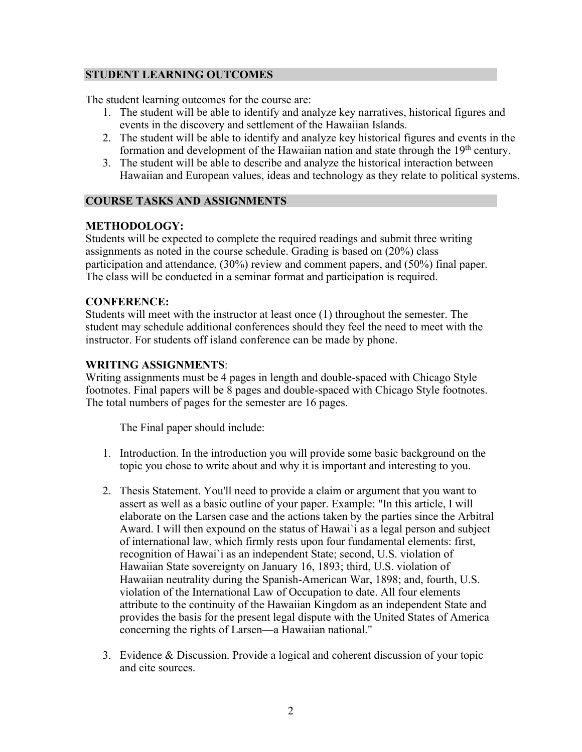## STUDENT LEARNING OUTCOMES

The student learning outcomes for the course are:

1. The student will be able to identify and analyze key narratives, historical figures and events in the discovery and settlement of the Hawaiian Islands.
2. The student will be able to identify and analyze key historical figures and events in the formation and development of the Hawaiian nation and state through the 19th century.
3. The student will be able to describe and analyze the historical interaction between Hawaiian and European values, ideas and technology as they relate to political systems.

## COURSE TASKS AND ASSIGNMENTS

### METHODOLOGY:

Students will be expected to complete the required readings and submit three writing assignments as noted in the course schedule. Grading is based on (20%) class participation and attendance, (30%) review and comment papers, and (50%) final paper. The class will be conducted in a seminar format and participation is required.

### CONFERENCE:

Students will meet with the instructor at least once (1) throughout the semester. The student may schedule additional conferences should they feel the need to meet with the instructor. For students off island conference can be made by phone.

### WRITING ASSIGNMENTS:

Writing assignments must be 4 pages in length and double-spaced with Chicago Style footnotes. Final papers will be 8 pages and double-spaced with Chicago Style footnotes. The total numbers of pages for the semester are 16 pages.

The Final paper should include:

1. Introduction. In the introduction you will provide some basic background on the topic you chose to write about and why it is important and interesting to you.

2. Thesis Statement. You'll need to provide a claim or argument that you want to assert as well as a basic outline of your paper. Example: "In this article, I will elaborate on the Larsen case and the actions taken by the parties since the Arbitral Award. I will then expound on the status of Hawai`i as a legal person and subject of international law, which firmly rests upon four fundamental elements: first, recognition of Hawai`i as an independent State; second, U.S. violation of Hawaiian State sovereignty on January 16, 1893; third, U.S. violation of Hawaiian neutrality during the Spanish-American War, 1898; and, fourth, U.S. violation of the International Law of Occupation to date. All four elements attribute to the continuity of the Hawaiian Kingdom as an independent State and provides the basis for the present legal dispute with the United States of America concerning the rights of Larsen—a Hawaiian national."

3. Evidence & Discussion. Provide a logical and coherent discussion of your topic and cite sources.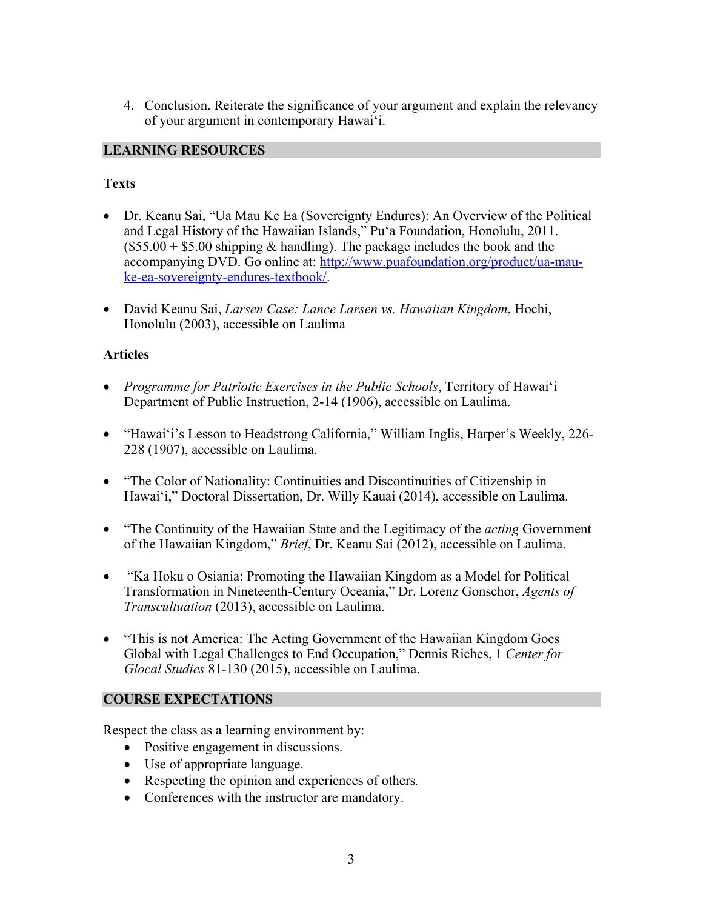4. Conclusion. Reiterate the significance of your argument and explain the relevancy of your argument in contemporary Hawai'i.

## LEARNING RESOURCES

### Texts

- Dr. Keanu Sai, "Ua Mau Ke Ea (Sovereignty Endures): An Overview of the Political and Legal History of the Hawaiian Islands," Pu'a Foundation, Honolulu, 2011. ($55.00 + $5.00 shipping & handling). The package includes the book and the accompanying DVD. Go online at: [http://www.puafoundation.org/product/ua-mau-ke-ea-sovereignty-endures-textbook/](http://www.puafoundation.org/product/ua-mau-ke-ea-sovereignty-endures-textbook/).

- David Keanu Sai, *Larsen Case: Lance Larsen vs. Hawaiian Kingdom*, Hochi, Honolulu (2003), accessible on Laulima

### Articles

- *Programme for Patriotic Exercises in the Public Schools*, Territory of Hawai'i Department of Public Instruction, 2-14 (1906), accessible on Laulima.

- "Hawai'i's Lesson to Headstrong California," William Inglis, Harper's Weekly, 226-228 (1907), accessible on Laulima.

- "The Color of Nationality: Continuities and Discontinuities of Citizenship in Hawai'i," Doctoral Dissertation, Dr. Willy Kauai (2014), accessible on Laulima.

- "The Continuity of the Hawaiian State and the Legitimacy of the *acting* Government of the Hawaiian Kingdom," *Brief*, Dr. Keanu Sai (2012), accessible on Laulima.

- "Ka Hoku o Osiania: Promoting the Hawaiian Kingdom as a Model for Political Transformation in Nineteenth-Century Oceania," Dr. Lorenz Gonschor, *Agents of Transcultuation* (2013), accessible on Laulima.

- "This is not America: The Acting Government of the Hawaiian Kingdom Goes Global with Legal Challenges to End Occupation," Dennis Riches, 1 *Center for Glocal Studies* 81-130 (2015), accessible on Laulima.

## COURSE EXPECTATIONS

Respect the class as a learning environment by:

- Positive engagement in discussions.
- Use of appropriate language.
- Respecting the opinion and experiences of others.
- Conferences with the instructor are mandatory.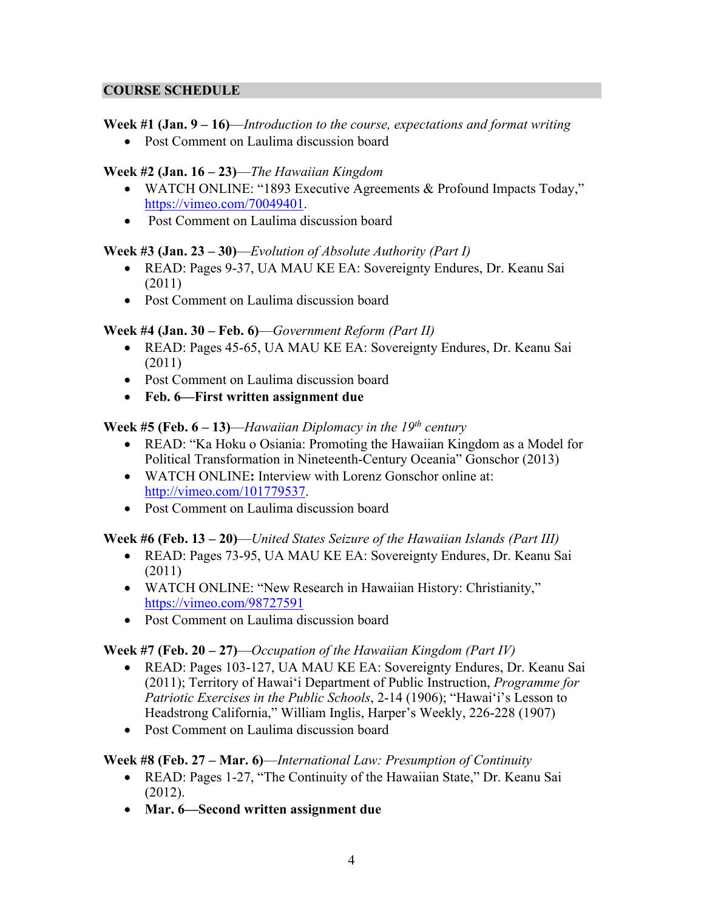## COURSE SCHEDULE

**Week #1 (Jan. 9 – 16)**—*Introduction to the course, expectations and format writing*

- Post Comment on Laulima discussion board

**Week #2 (Jan. 16 – 23)**—*The Hawaiian Kingdom*

- WATCH ONLINE: "1893 Executive Agreements & Profound Impacts Today," https://vimeo.com/70049401.
- Post Comment on Laulima discussion board

**Week #3 (Jan. 23 – 30)**—*Evolution of Absolute Authority (Part I)*

- READ: Pages 9-37, UA MAU KE EA: Sovereignty Endures, Dr. Keanu Sai (2011)
- Post Comment on Laulima discussion board

**Week #4 (Jan. 30 – Feb. 6)**—*Government Reform (Part II)*

- READ: Pages 45-65, UA MAU KE EA: Sovereignty Endures, Dr. Keanu Sai (2011)
- Post Comment on Laulima discussion board
- **Feb. 6—First written assignment due**

**Week #5 (Feb. 6 – 13)**—*Hawaiian Diplomacy in the 19th century*

- READ: "Ka Hoku o Osiania: Promoting the Hawaiian Kingdom as a Model for Political Transformation in Nineteenth-Century Oceania" Gonschor (2013)
- WATCH ONLINE**:** Interview with Lorenz Gonschor online at: http://vimeo.com/101779537.
- Post Comment on Laulima discussion board

**Week #6 (Feb. 13 – 20)**—*United States Seizure of the Hawaiian Islands (Part III)*

- READ: Pages 73-95, UA MAU KE EA: Sovereignty Endures, Dr. Keanu Sai (2011)
- WATCH ONLINE: "New Research in Hawaiian History: Christianity," https://vimeo.com/98727591
- Post Comment on Laulima discussion board

**Week #7 (Feb. 20 – 27)**—*Occupation of the Hawaiian Kingdom (Part IV)*

- READ: Pages 103-127, UA MAU KE EA: Sovereignty Endures, Dr. Keanu Sai (2011); Territory of Hawai'i Department of Public Instruction, *Programme for Patriotic Exercises in the Public Schools*, 2-14 (1906); "Hawai'i's Lesson to Headstrong California," William Inglis, Harper's Weekly, 226-228 (1907)
- Post Comment on Laulima discussion board

**Week #8 (Feb. 27 – Mar. 6)**—*International Law: Presumption of Continuity*

- READ: Pages 1-27, "The Continuity of the Hawaiian State," Dr. Keanu Sai (2012).
- **Mar. 6—Second written assignment due**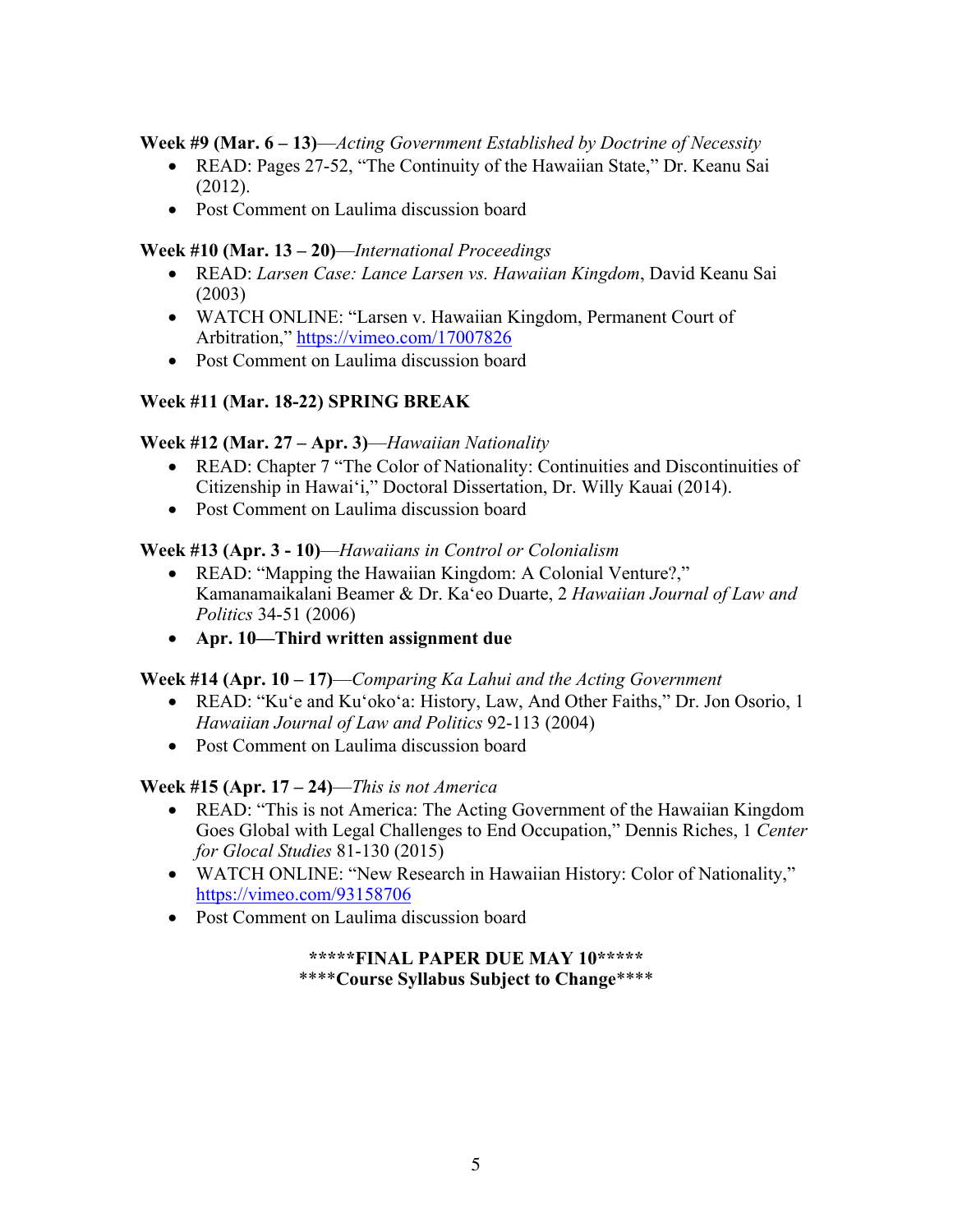**Week #9 (Mar. 6 – 13)**—*Acting Government Established by Doctrine of Necessity*

- READ: Pages 27-52, "The Continuity of the Hawaiian State," Dr. Keanu Sai (2012).
- Post Comment on Laulima discussion board

**Week #10 (Mar. 13 – 20)**—*International Proceedings*

- READ: *Larsen Case: Lance Larsen vs. Hawaiian Kingdom*, David Keanu Sai (2003)
- WATCH ONLINE: "Larsen v. Hawaiian Kingdom, Permanent Court of Arbitration," https://vimeo.com/17007826
- Post Comment on Laulima discussion board

**Week #11 (Mar. 18-22) SPRING BREAK**

**Week #12 (Mar. 27 – Apr. 3)**—*Hawaiian Nationality*

- READ: Chapter 7 "The Color of Nationality: Continuities and Discontinuities of Citizenship in Hawai'i," Doctoral Dissertation, Dr. Willy Kauai (2014).
- Post Comment on Laulima discussion board

**Week #13 (Apr. 3 - 10)**—*Hawaiians in Control or Colonialism*

- READ: "Mapping the Hawaiian Kingdom: A Colonial Venture?," Kamanamaikalani Beamer & Dr. Ka'eo Duarte, 2 *Hawaiian Journal of Law and Politics* 34-51 (2006)
- **Apr. 10—Third written assignment due**

**Week #14 (Apr. 10 – 17)**—*Comparing Ka Lahui and the Acting Government*

- READ: "Ku'e and Ku'oko'a: History, Law, And Other Faiths," Dr. Jon Osorio, 1 *Hawaiian Journal of Law and Politics* 92-113 (2004)
- Post Comment on Laulima discussion board

**Week #15 (Apr. 17 – 24)**—*This is not America*

- READ: "This is not America: The Acting Government of the Hawaiian Kingdom Goes Global with Legal Challenges to End Occupation," Dennis Riches, 1 *Center for Glocal Studies* 81-130 (2015)
- WATCH ONLINE: "New Research in Hawaiian History: Color of Nationality," https://vimeo.com/93158706
- Post Comment on Laulima discussion board

**\*\*\*\*\*FINAL PAPER DUE MAY 10\*\*\*\*\***

**\*\*\*\*Course Syllabus Subject to Change\*\*\*\***